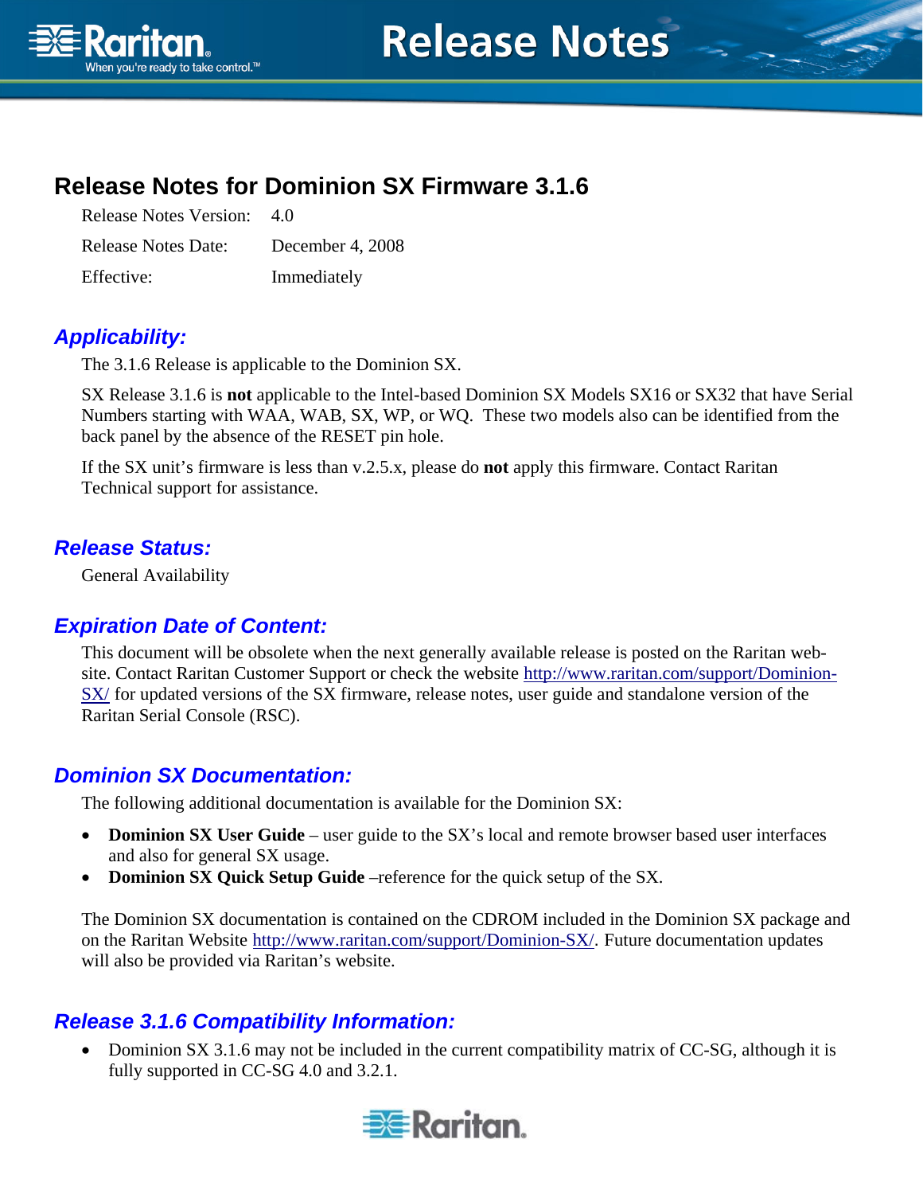# Release Notes for Dominion SX Firmware 3.1.6

| | |
|---|---|
| Release Notes Version: | 4.0 |
| Release Notes Date: | December 4, 2008 |
| Effective: | Immediately |

## *Applicability:*

The 3.1.6 Release is applicable to the Dominion SX.

SX Release 3.1.6 is **not** applicable to the Intel-based Dominion SX Models SX16 or SX32 that have Serial Numbers starting with WAA, WAB, SX, WP, or WQ. These two models also can be identified from the back panel by the absence of the RESET pin hole.

If the SX unit's firmware is less than v.2.5.x, please do **not** apply this firmware. Contact Raritan Technical support for assistance.

## *Release Status:*

General Availability

## *Expiration Date of Content:*

This document will be obsolete when the next generally available release is posted on the Raritan web-site. Contact Raritan Customer Support or check the website http://www.raritan.com/support/Dominion-SX/ for updated versions of the SX firmware, release notes, user guide and standalone version of the Raritan Serial Console (RSC).

## *Dominion SX Documentation:*

The following additional documentation is available for the Dominion SX:

- **Dominion SX User Guide** – user guide to the SX's local and remote browser based user interfaces and also for general SX usage.
- **Dominion SX Quick Setup Guide** –reference for the quick setup of the SX.

The Dominion SX documentation is contained on the CDROM included in the Dominion SX package and on the Raritan Website http://www.raritan.com/support/Dominion-SX/. Future documentation updates will also be provided via Raritan's website.

## *Release 3.1.6 Compatibility Information:*

- Dominion SX 3.1.6 may not be included in the current compatibility matrix of CC-SG, although it is fully supported in CC-SG 4.0 and 3.2.1.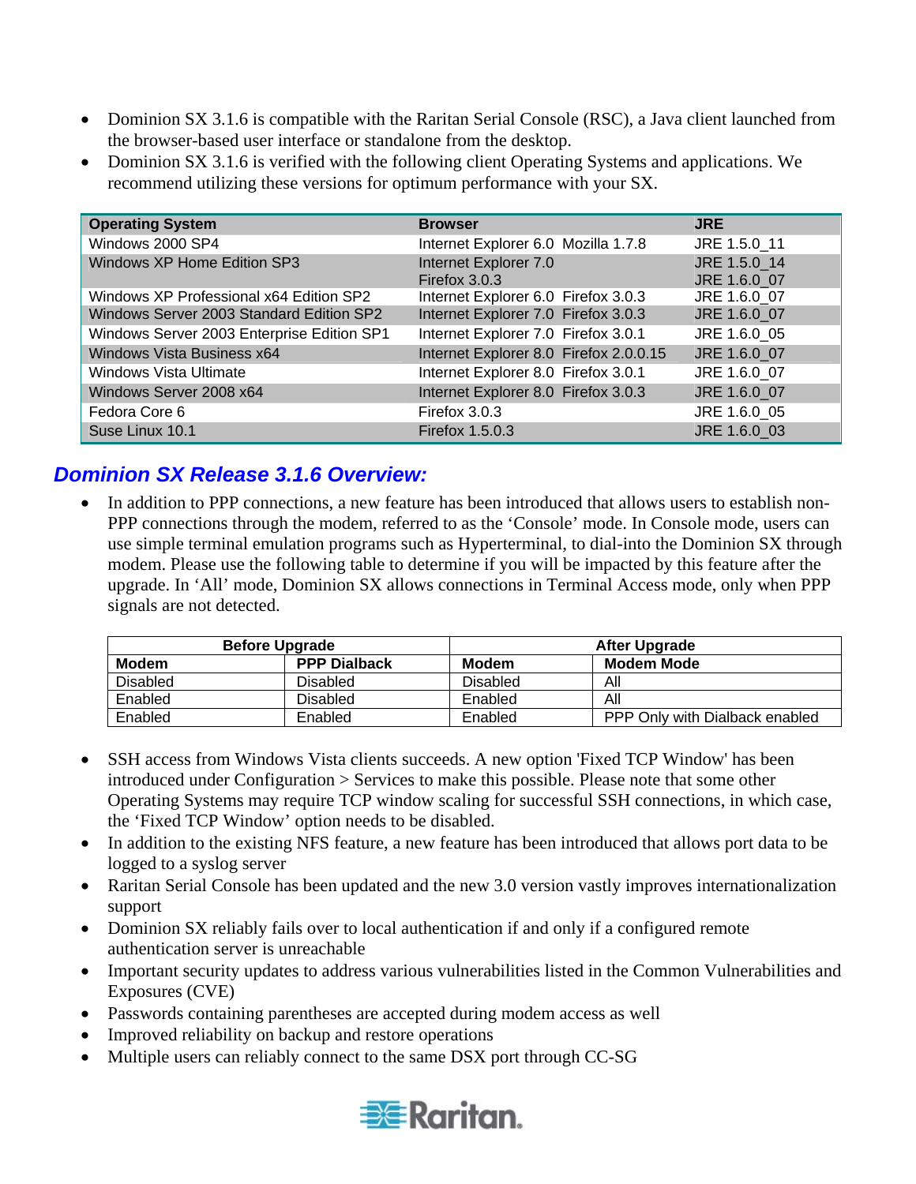- Dominion SX 3.1.6 is compatible with the Raritan Serial Console (RSC), a Java client launched from the browser-based user interface or standalone from the desktop.
- Dominion SX 3.1.6 is verified with the following client Operating Systems and applications. We recommend utilizing these versions for optimum performance with your SX.

| Operating System | Browser | JRE |
|---|---|---|
| Windows 2000 SP4 | Internet Explorer 6.0 Mozilla 1.7.8 | JRE 1.5.0_11 |
| Windows XP Home Edition SP3 | Internet Explorer 7.0<br>Firefox 3.0.3 | JRE 1.5.0_14<br>JRE 1.6.0_07 |
| Windows XP Professional x64 Edition SP2 | Internet Explorer 6.0 Firefox 3.0.3 | JRE 1.6.0_07 |
| Windows Server 2003 Standard Edition SP2 | Internet Explorer 7.0 Firefox 3.0.3 | JRE 1.6.0_07 |
| Windows Server 2003 Enterprise Edition SP1 | Internet Explorer 7.0 Firefox 3.0.1 | JRE 1.6.0_05 |
| Windows Vista Business x64 | Internet Explorer 8.0 Firefox 2.0.0.15 | JRE 1.6.0_07 |
| Windows Vista Ultimate | Internet Explorer 8.0 Firefox 3.0.1 | JRE 1.6.0_07 |
| Windows Server 2008 x64 | Internet Explorer 8.0 Firefox 3.0.3 | JRE 1.6.0_07 |
| Fedora Core 6 | Firefox 3.0.3 | JRE 1.6.0_05 |
| Suse Linux 10.1 | Firefox 1.5.0.3 | JRE 1.6.0_03 |

## *Dominion SX Release 3.1.6 Overview:*

- In addition to PPP connections, a new feature has been introduced that allows users to establish non-PPP connections through the modem, referred to as the 'Console' mode. In Console mode, users can use simple terminal emulation programs such as Hyperterminal, to dial-into the Dominion SX through modem. Please use the following table to determine if you will be impacted by this feature after the upgrade. In 'All' mode, Dominion SX allows connections in Terminal Access mode, only when PPP signals are not detected.

| Before Upgrade | | After Upgrade | |
|---|---|---|---|
| **Modem** | **PPP Dialback** | **Modem** | **Modem Mode** |
| Disabled | Disabled | Disabled | All |
| Enabled | Disabled | Enabled | All |
| Enabled | Enabled | Enabled | PPP Only with Dialback enabled |

- SSH access from Windows Vista clients succeeds. A new option 'Fixed TCP Window' has been introduced under Configuration > Services to make this possible. Please note that some other Operating Systems may require TCP window scaling for successful SSH connections, in which case, the 'Fixed TCP Window' option needs to be disabled.
- In addition to the existing NFS feature, a new feature has been introduced that allows port data to be logged to a syslog server
- Raritan Serial Console has been updated and the new 3.0 version vastly improves internationalization support
- Dominion SX reliably fails over to local authentication if and only if a configured remote authentication server is unreachable
- Important security updates to address various vulnerabilities listed in the Common Vulnerabilities and Exposures (CVE)
- Passwords containing parentheses are accepted during modem access as well
- Improved reliability on backup and restore operations
- Multiple users can reliably connect to the same DSX port through CC-SG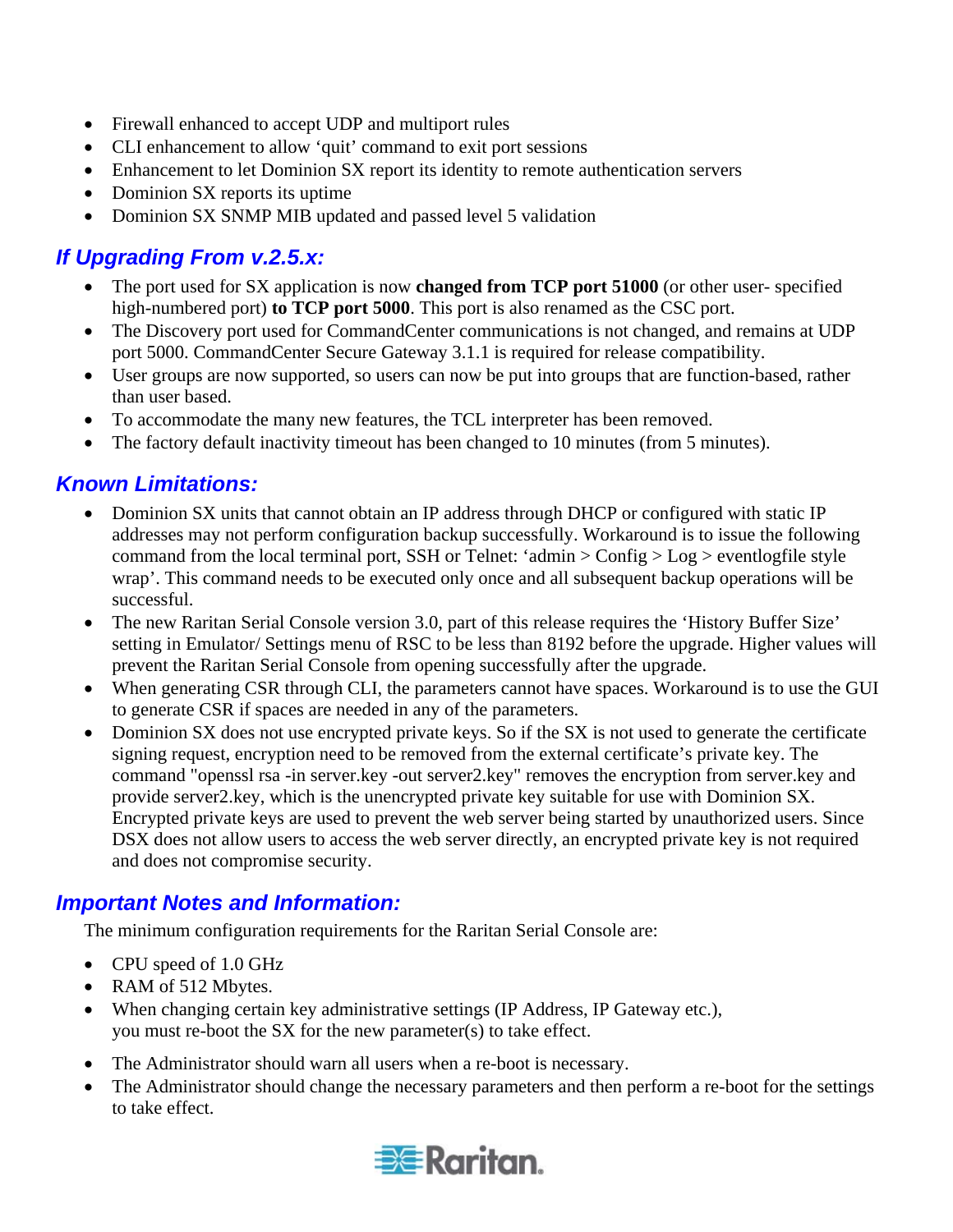- Firewall enhanced to accept UDP and multiport rules
- CLI enhancement to allow 'quit' command to exit port sessions
- Enhancement to let Dominion SX report its identity to remote authentication servers
- Dominion SX reports its uptime
- Dominion SX SNMP MIB updated and passed level 5 validation

## *If Upgrading From v.2.5.x:*

- The port used for SX application is now **changed from TCP port 51000** (or other user- specified high-numbered port) **to TCP port 5000**. This port is also renamed as the CSC port.
- The Discovery port used for CommandCenter communications is not changed, and remains at UDP port 5000. CommandCenter Secure Gateway 3.1.1 is required for release compatibility.
- User groups are now supported, so users can now be put into groups that are function-based, rather than user based.
- To accommodate the many new features, the TCL interpreter has been removed.
- The factory default inactivity timeout has been changed to 10 minutes (from 5 minutes).

## *Known Limitations:*

- Dominion SX units that cannot obtain an IP address through DHCP or configured with static IP addresses may not perform configuration backup successfully. Workaround is to issue the following command from the local terminal port, SSH or Telnet: 'admin > Config > Log > eventlogfile style wrap'. This command needs to be executed only once and all subsequent backup operations will be successful.
- The new Raritan Serial Console version 3.0, part of this release requires the 'History Buffer Size' setting in Emulator/ Settings menu of RSC to be less than 8192 before the upgrade. Higher values will prevent the Raritan Serial Console from opening successfully after the upgrade.
- When generating CSR through CLI, the parameters cannot have spaces. Workaround is to use the GUI to generate CSR if spaces are needed in any of the parameters.
- Dominion SX does not use encrypted private keys. So if the SX is not used to generate the certificate signing request, encryption need to be removed from the external certificate's private key. The command "openssl rsa -in server.key -out server2.key" removes the encryption from server.key and provide server2.key, which is the unencrypted private key suitable for use with Dominion SX. Encrypted private keys are used to prevent the web server being started by unauthorized users. Since DSX does not allow users to access the web server directly, an encrypted private key is not required and does not compromise security.

## *Important Notes and Information:*

The minimum configuration requirements for the Raritan Serial Console are:

- CPU speed of 1.0 GHz
- RAM of 512 Mbytes.
- When changing certain key administrative settings (IP Address, IP Gateway etc.), you must re-boot the SX for the new parameter(s) to take effect.
- The Administrator should warn all users when a re-boot is necessary.
- The Administrator should change the necessary parameters and then perform a re-boot for the settings to take effect.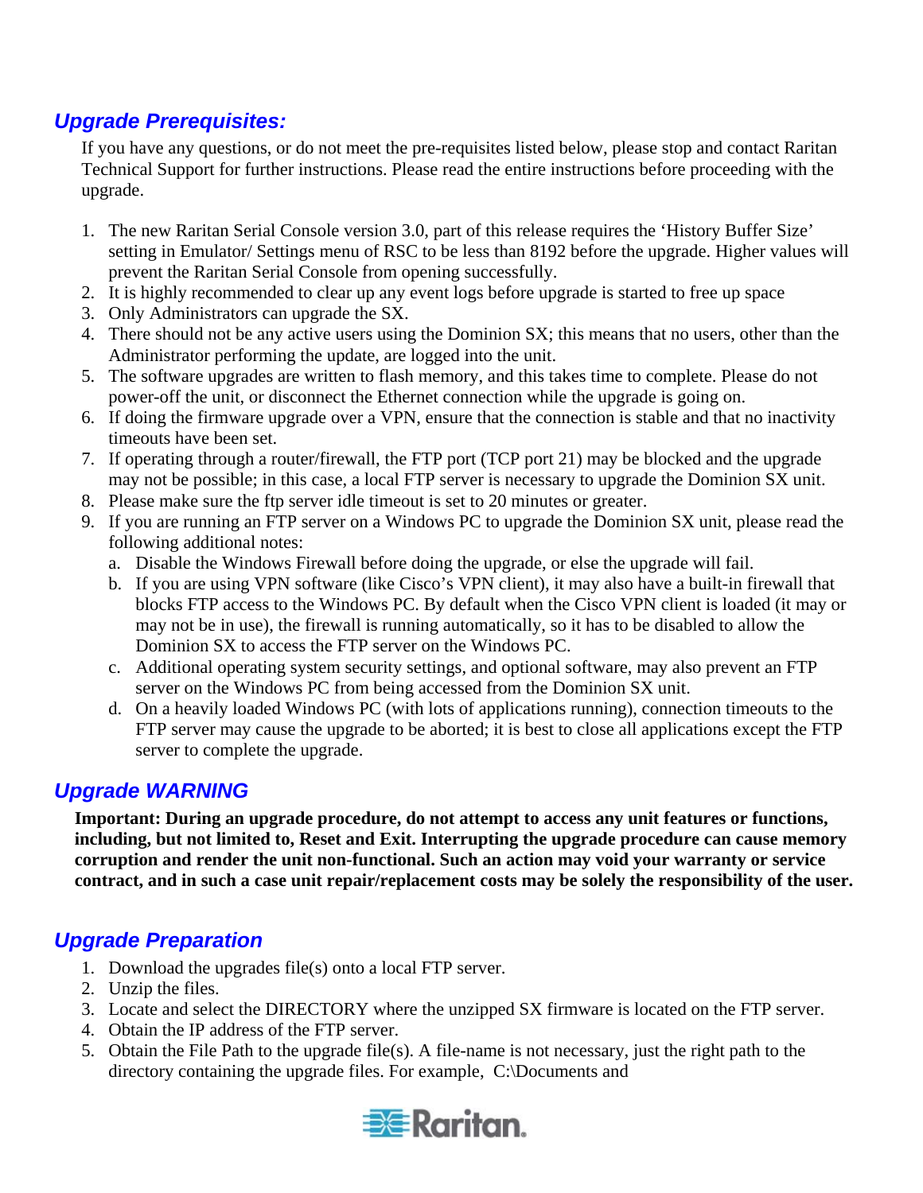## *Upgrade Prerequisites:*

If you have any questions, or do not meet the pre-requisites listed below, please stop and contact Raritan Technical Support for further instructions. Please read the entire instructions before proceeding with the upgrade.

1. The new Raritan Serial Console version 3.0, part of this release requires the 'History Buffer Size' setting in Emulator/ Settings menu of RSC to be less than 8192 before the upgrade. Higher values will prevent the Raritan Serial Console from opening successfully.
2. It is highly recommended to clear up any event logs before upgrade is started to free up space
3. Only Administrators can upgrade the SX.
4. There should not be any active users using the Dominion SX; this means that no users, other than the Administrator performing the update, are logged into the unit.
5. The software upgrades are written to flash memory, and this takes time to complete. Please do not power-off the unit, or disconnect the Ethernet connection while the upgrade is going on.
6. If doing the firmware upgrade over a VPN, ensure that the connection is stable and that no inactivity timeouts have been set.
7. If operating through a router/firewall, the FTP port (TCP port 21) may be blocked and the upgrade may not be possible; in this case, a local FTP server is necessary to upgrade the Dominion SX unit.
8. Please make sure the ftp server idle timeout is set to 20 minutes or greater.
9. If you are running an FTP server on a Windows PC to upgrade the Dominion SX unit, please read the following additional notes:
   a. Disable the Windows Firewall before doing the upgrade, or else the upgrade will fail.
   b. If you are using VPN software (like Cisco's VPN client), it may also have a built-in firewall that blocks FTP access to the Windows PC. By default when the Cisco VPN client is loaded (it may or may not be in use), the firewall is running automatically, so it has to be disabled to allow the Dominion SX to access the FTP server on the Windows PC.
   c. Additional operating system security settings, and optional software, may also prevent an FTP server on the Windows PC from being accessed from the Dominion SX unit.
   d. On a heavily loaded Windows PC (with lots of applications running), connection timeouts to the FTP server may cause the upgrade to be aborted; it is best to close all applications except the FTP server to complete the upgrade.

## *Upgrade WARNING*

**Important: During an upgrade procedure, do not attempt to access any unit features or functions, including, but not limited to, Reset and Exit. Interrupting the upgrade procedure can cause memory corruption and render the unit non-functional. Such an action may void your warranty or service contract, and in such a case unit repair/replacement costs may be solely the responsibility of the user.**

## *Upgrade Preparation*

1. Download the upgrades file(s) onto a local FTP server.
2. Unzip the files.
3. Locate and select the DIRECTORY where the unzipped SX firmware is located on the FTP server.
4. Obtain the IP address of the FTP server.
5. Obtain the File Path to the upgrade file(s). A file-name is not necessary, just the right path to the directory containing the upgrade files. For example, C:\Documents and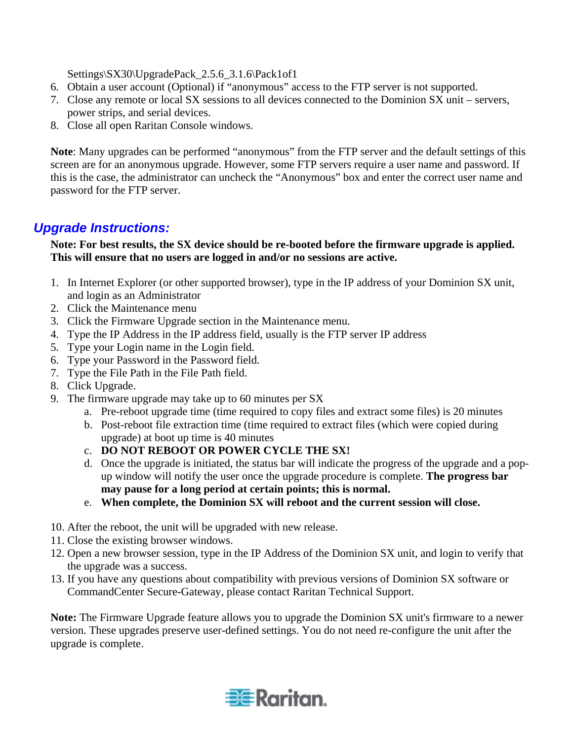Settings\SX30\UpgradePack_2.5.6_3.1.6\Pack1of1

6. Obtain a user account (Optional) if “anonymous” access to the FTP server is not supported.
7. Close any remote or local SX sessions to all devices connected to the Dominion SX unit – servers, power strips, and serial devices.
8. Close all open Raritan Console windows.

**Note**: Many upgrades can be performed “anonymous” from the FTP server and the default settings of this screen are for an anonymous upgrade. However, some FTP servers require a user name and password. If this is the case, the administrator can uncheck the “Anonymous” box and enter the correct user name and password for the FTP server.

## *Upgrade Instructions:*

**Note: For best results, the SX device should be re-booted before the firmware upgrade is applied. This will ensure that no users are logged in and/or no sessions are active.**

1. In Internet Explorer (or other supported browser), type in the IP address of your Dominion SX unit, and login as an Administrator
2. Click the Maintenance menu
3. Click the Firmware Upgrade section in the Maintenance menu.
4. Type the IP Address in the IP address field, usually is the FTP server IP address
5. Type your Login name in the Login field.
6. Type your Password in the Password field.
7. Type the File Path in the File Path field.
8. Click Upgrade.
9. The firmware upgrade may take up to 60 minutes per SX
    a. Pre-reboot upgrade time (time required to copy files and extract some files) is 20 minutes
    b. Post-reboot file extraction time (time required to extract files (which were copied during upgrade) at boot up time is 40 minutes
    c. **DO NOT REBOOT OR POWER CYCLE THE SX!**
    d. Once the upgrade is initiated, the status bar will indicate the progress of the upgrade and a pop-up window will notify the user once the upgrade procedure is complete. **The progress bar may pause for a long period at certain points; this is normal.**
    e. **When complete, the Dominion SX will reboot and the current session will close.**
10. After the reboot, the unit will be upgraded with new release.
11. Close the existing browser windows.
12. Open a new browser session, type in the IP Address of the Dominion SX unit, and login to verify that the upgrade was a success.
13. If you have any questions about compatibility with previous versions of Dominion SX software or CommandCenter Secure-Gateway, please contact Raritan Technical Support.

**Note:** The Firmware Upgrade feature allows you to upgrade the Dominion SX unit's firmware to a newer version. These upgrades preserve user-defined settings. You do not need re-configure the unit after the upgrade is complete.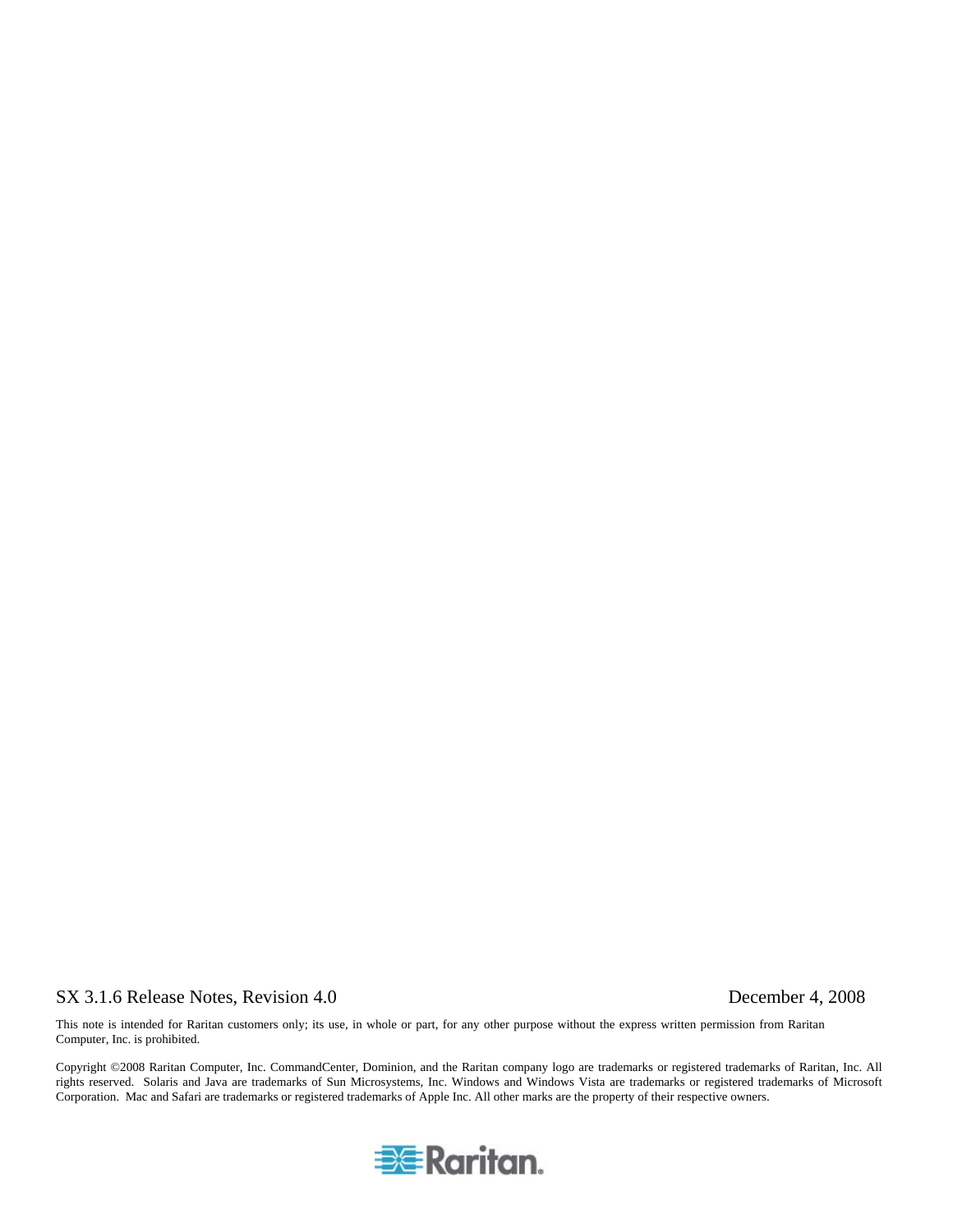SX 3.1.6 Release Notes, Revision 4.0 December 4, 2008

This note is intended for Raritan customers only; its use, in whole or part, for any other purpose without the express written permission from Raritan Computer, Inc. is prohibited.

Copyright ©2008 Raritan Computer, Inc. CommandCenter, Dominion, and the Raritan company logo are trademarks or registered trademarks of Raritan, Inc. All rights reserved. Solaris and Java are trademarks of Sun Microsystems, Inc. Windows and Windows Vista are trademarks or registered trademarks of Microsoft Corporation. Mac and Safari are trademarks or registered trademarks of Apple Inc. All other marks are the property of their respective owners.

Raritan.